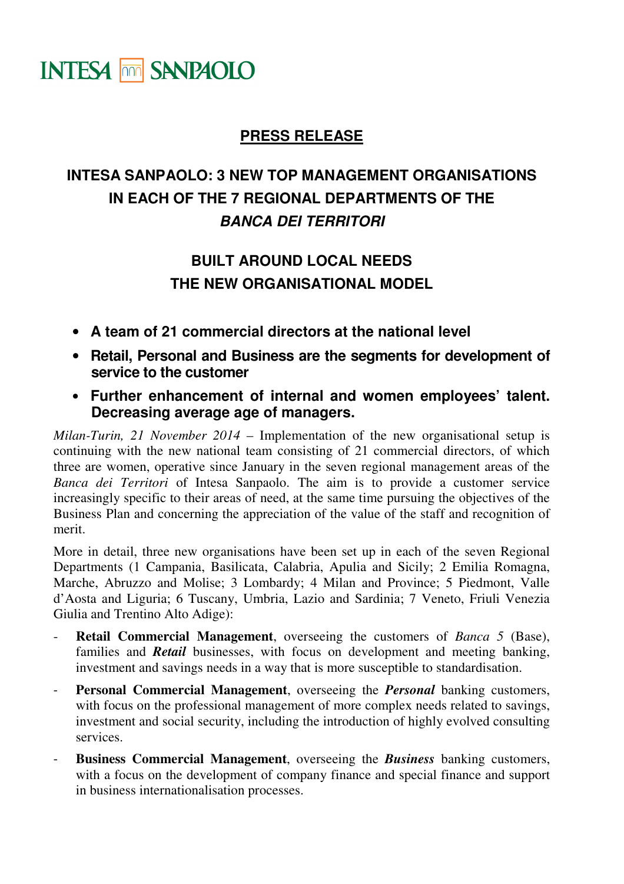INTESA SANPAOLO

## PRESS RELEASE

# INTESA SANPAOLO: 3 NEW TOP MANAGEMENT ORGANISATIONS IN EACH OF THE 7 REGIONAL DEPARTMENTS OF THE *BANCA DEI TERRITORI*

## BUILT AROUND LOCAL NEEDS THE NEW ORGANISATIONAL MODEL

- **A team of 21 commercial directors at the national level**
- **Retail, Personal and Business are the segments for development of service to the customer**
- **Further enhancement of internal and women employees' talent. Decreasing average age of managers.**

*Milan-Turin, 21 November 2014* – Implementation of the new organisational setup is continuing with the new national team consisting of 21 commercial directors, of which three are women, operative since January in the seven regional management areas of the *Banca dei Territori* of Intesa Sanpaolo. The aim is to provide a customer service increasingly specific to their areas of need, at the same time pursuing the objectives of the Business Plan and concerning the appreciation of the value of the staff and recognition of merit.

More in detail, three new organisations have been set up in each of the seven Regional Departments (1 Campania, Basilicata, Calabria, Apulia and Sicily; 2 Emilia Romagna, Marche, Abruzzo and Molise; 3 Lombardy; 4 Milan and Province; 5 Piedmont, Valle d'Aosta and Liguria; 6 Tuscany, Umbria, Lazio and Sardinia; 7 Veneto, Friuli Venezia Giulia and Trentino Alto Adige):

- **Retail Commercial Management**, overseeing the customers of *Banca 5* (Base), families and ***Retail*** businesses, with focus on development and meeting banking, investment and savings needs in a way that is more susceptible to standardisation.
- **Personal Commercial Management**, overseeing the ***Personal*** banking customers, with focus on the professional management of more complex needs related to savings, investment and social security, including the introduction of highly evolved consulting services.
- **Business Commercial Management**, overseeing the ***Business*** banking customers, with a focus on the development of company finance and special finance and support in business internationalisation processes.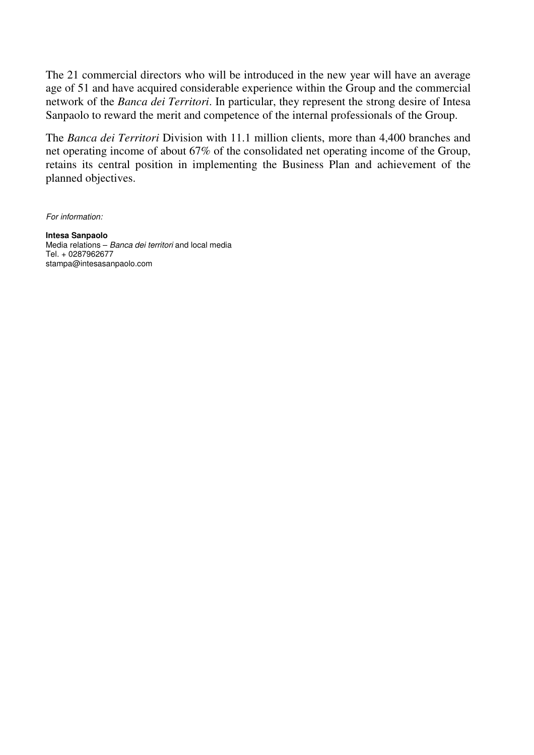The 21 commercial directors who will be introduced in the new year will have an average age of 51 and have acquired considerable experience within the Group and the commercial network of the *Banca dei Territori*. In particular, they represent the strong desire of Intesa Sanpaolo to reward the merit and competence of the internal professionals of the Group.

The *Banca dei Territori* Division with 11.1 million clients, more than 4,400 branches and net operating income of about 67% of the consolidated net operating income of the Group, retains its central position in implementing the Business Plan and achievement of the planned objectives.

*For information:*

**Intesa Sanpaolo**
Media relations – *Banca dei territori* and local media
Tel. + 0287962677
stampa@intesasanpaolo.com